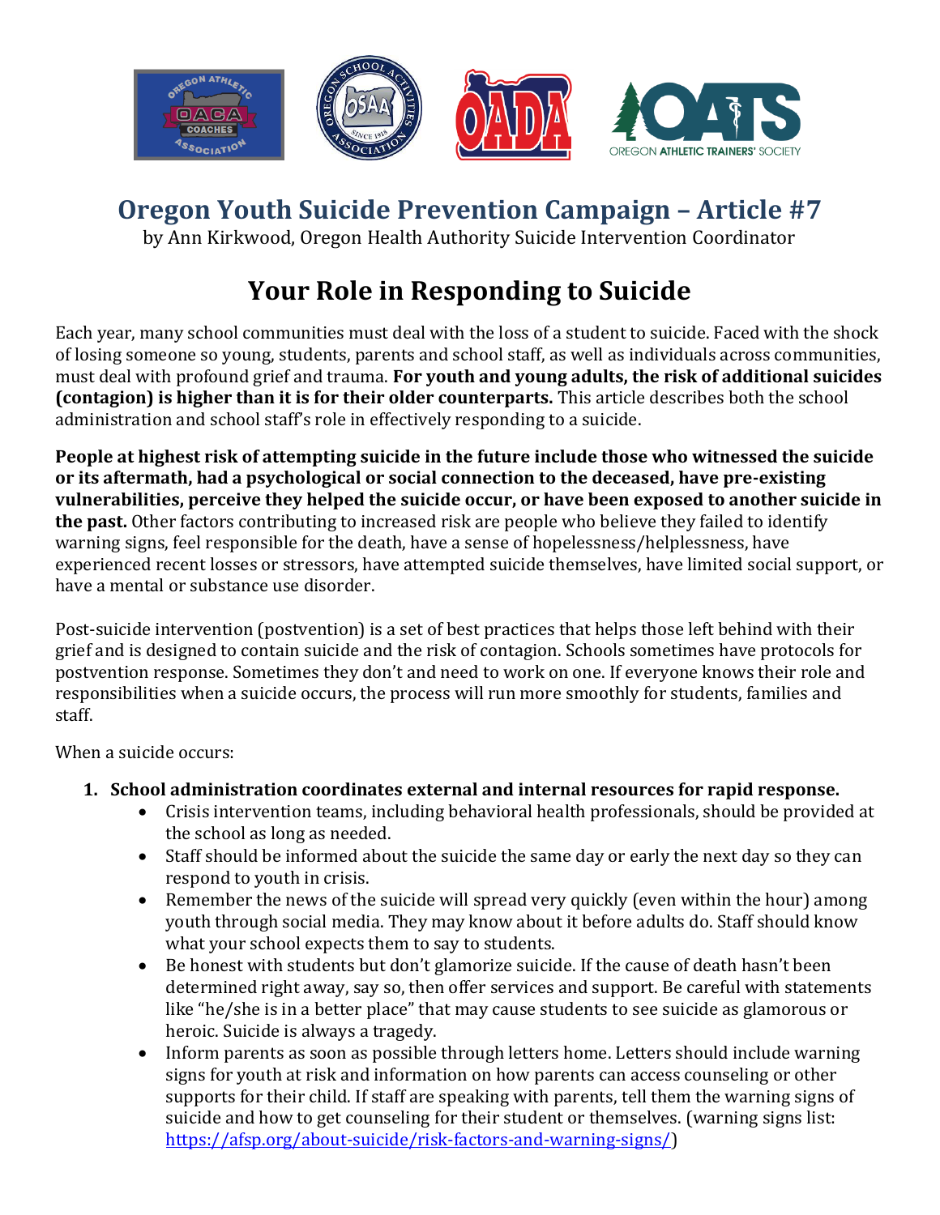# Oregon Youth Suicide Prevention Campaign – Article #7

by Ann Kirkwood, Oregon Health Authority Suicide Intervention Coordinator

## Your Role in Responding to Suicide

Each year, many school communities must deal with the loss of a student to suicide. Faced with the shock of losing someone so young, students, parents and school staff, as well as individuals across communities, must deal with profound grief and trauma. **For youth and young adults, the risk of additional suicides (contagion) is higher than it is for their older counterparts.** This article describes both the school administration and school staff's role in effectively responding to a suicide.

**People at highest risk of attempting suicide in the future include those who witnessed the suicide or its aftermath, had a psychological or social connection to the deceased, have pre-existing vulnerabilities, perceive they helped the suicide occur, or have been exposed to another suicide in the past.** Other factors contributing to increased risk are people who believe they failed to identify warning signs, feel responsible for the death, have a sense of hopelessness/helplessness, have experienced recent losses or stressors, have attempted suicide themselves, have limited social support, or have a mental or substance use disorder.

Post-suicide intervention (postvention) is a set of best practices that helps those left behind with their grief and is designed to contain suicide and the risk of contagion. Schools sometimes have protocols for postvention response. Sometimes they don't and need to work on one. If everyone knows their role and responsibilities when a suicide occurs, the process will run more smoothly for students, families and staff.

When a suicide occurs:

1. **School administration coordinates external and internal resources for rapid response.**
   - Crisis intervention teams, including behavioral health professionals, should be provided at the school as long as needed.
   - Staff should be informed about the suicide the same day or early the next day so they can respond to youth in crisis.
   - Remember the news of the suicide will spread very quickly (even within the hour) among youth through social media. They may know about it before adults do. Staff should know what your school expects them to say to students.
   - Be honest with students but don't glamorize suicide. If the cause of death hasn't been determined right away, say so, then offer services and support. Be careful with statements like "he/she is in a better place" that may cause students to see suicide as glamorous or heroic. Suicide is always a tragedy.
   - Inform parents as soon as possible through letters home. Letters should include warning signs for youth at risk and information on how parents can access counseling or other supports for their child. If staff are speaking with parents, tell them the warning signs of suicide and how to get counseling for their student or themselves. (warning signs list: https://afsp.org/about-suicide/risk-factors-and-warning-signs/)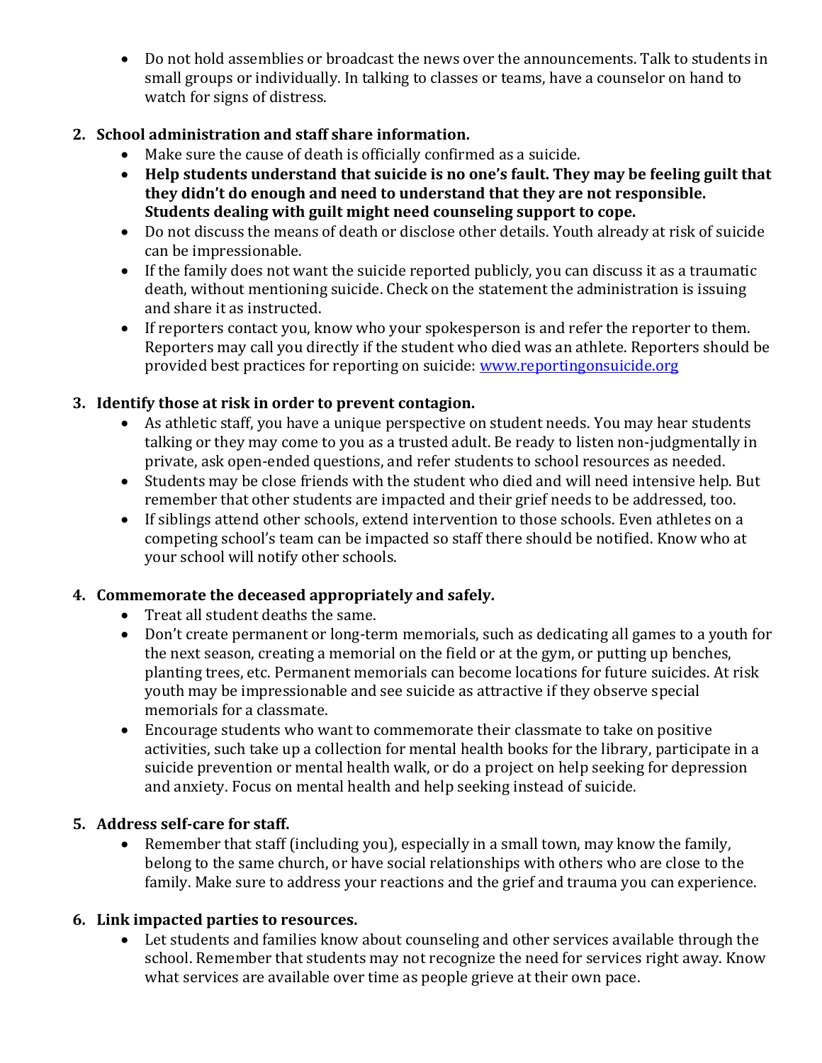- Do not hold assemblies or broadcast the news over the announcements. Talk to students in small groups or individually. In talking to classes or teams, have a counselor on hand to watch for signs of distress.

2. **School administration and staff share information.**
   - Make sure the cause of death is officially confirmed as a suicide.
   - **Help students understand that suicide is no one's fault. They may be feeling guilt that they didn't do enough and need to understand that they are not responsible. Students dealing with guilt might need counseling support to cope.**
   - Do not discuss the means of death or disclose other details. Youth already at risk of suicide can be impressionable.
   - If the family does not want the suicide reported publicly, you can discuss it as a traumatic death, without mentioning suicide. Check on the statement the administration is issuing and share it as instructed.
   - If reporters contact you, know who your spokesperson is and refer the reporter to them. Reporters may call you directly if the student who died was an athlete. Reporters should be provided best practices for reporting on suicide: [www.reportingonsuicide.org](http://www.reportingonsuicide.org)

3. **Identify those at risk in order to prevent contagion.**
   - As athletic staff, you have a unique perspective on student needs. You may hear students talking or they may come to you as a trusted adult. Be ready to listen non-judgmentally in private, ask open-ended questions, and refer students to school resources as needed.
   - Students may be close friends with the student who died and will need intensive help. But remember that other students are impacted and their grief needs to be addressed, too.
   - If siblings attend other schools, extend intervention to those schools. Even athletes on a competing school's team can be impacted so staff there should be notified. Know who at your school will notify other schools.

4. **Commemorate the deceased appropriately and safely.**
   - Treat all student deaths the same.
   - Don't create permanent or long-term memorials, such as dedicating all games to a youth for the next season, creating a memorial on the field or at the gym, or putting up benches, planting trees, etc. Permanent memorials can become locations for future suicides. At risk youth may be impressionable and see suicide as attractive if they observe special memorials for a classmate.
   - Encourage students who want to commemorate their classmate to take on positive activities, such take up a collection for mental health books for the library, participate in a suicide prevention or mental health walk, or do a project on help seeking for depression and anxiety. Focus on mental health and help seeking instead of suicide.

5. **Address self-care for staff.**
   - Remember that staff (including you), especially in a small town, may know the family, belong to the same church, or have social relationships with others who are close to the family. Make sure to address your reactions and the grief and trauma you can experience.

6. **Link impacted parties to resources.**
   - Let students and families know about counseling and other services available through the school. Remember that students may not recognize the need for services right away. Know what services are available over time as people grieve at their own pace.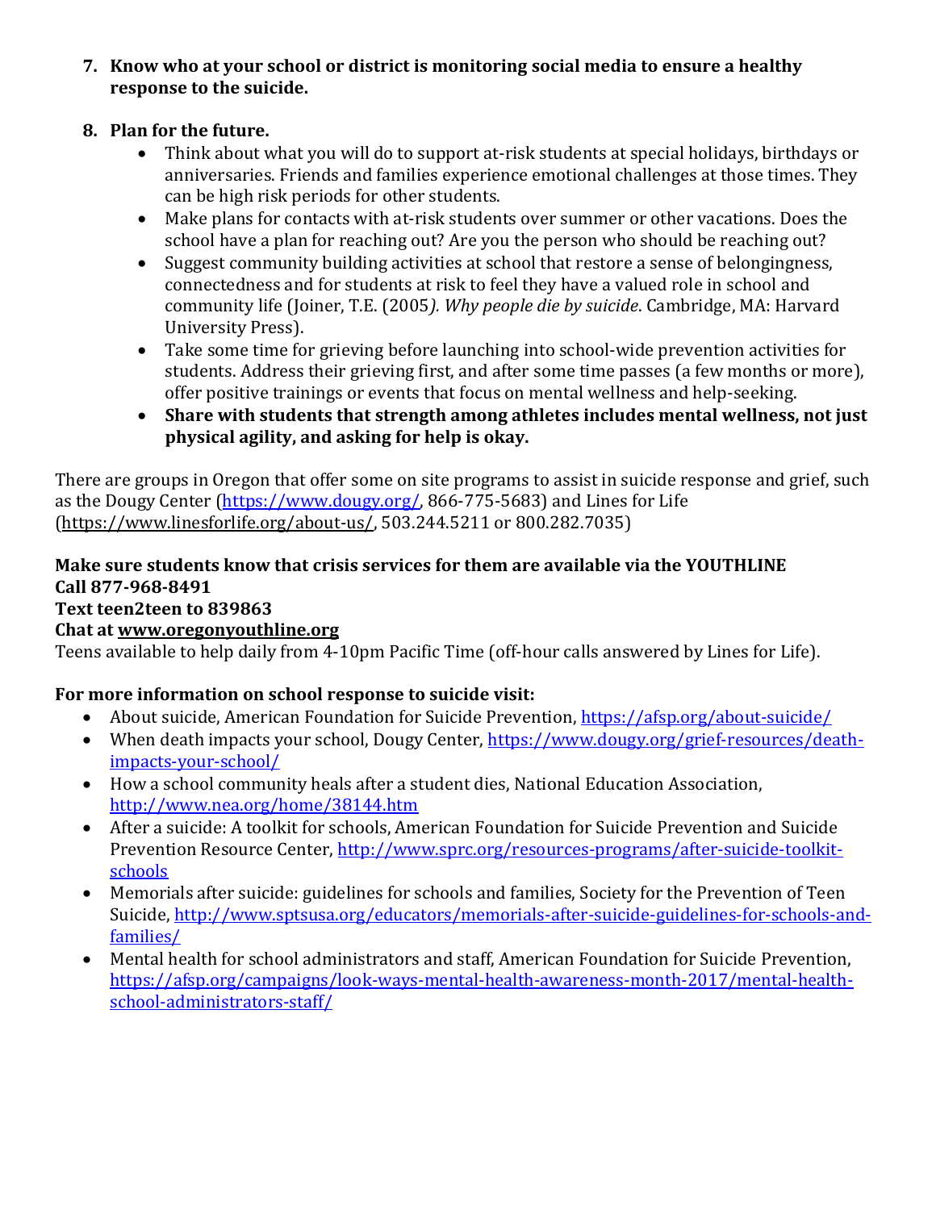7. **Know who at your school or district is monitoring social media to ensure a healthy response to the suicide.**

8. **Plan for the future.**
   - Think about what you will do to support at-risk students at special holidays, birthdays or anniversaries. Friends and families experience emotional challenges at those times. They can be high risk periods for other students.
   - Make plans for contacts with at-risk students over summer or other vacations. Does the school have a plan for reaching out? Are you the person who should be reaching out?
   - Suggest community building activities at school that restore a sense of belongingness, connectedness and for students at risk to feel they have a valued role in school and community life (Joiner, T.E. (2005*). Why people die by suicide*. Cambridge, MA: Harvard University Press).
   - Take some time for grieving before launching into school-wide prevention activities for students. Address their grieving first, and after some time passes (a few months or more), offer positive trainings or events that focus on mental wellness and help-seeking.
   - **Share with students that strength among athletes includes mental wellness, not just physical agility, and asking for help is okay.**

There are groups in Oregon that offer some on site programs to assist in suicide response and grief, such as the Dougy Center (https://www.dougy.org/, 866-775-5683) and Lines for Life (https://www.linesforlife.org/about-us/, 503.244.5211 or 800.282.7035)

**Make sure students know that crisis services for them are available via the YOUTHLINE**
**Call 877-968-8491**
**Text teen2teen to 839863**
**Chat at www.oregonyouthline.org**
Teens available to help daily from 4-10pm Pacific Time (off-hour calls answered by Lines for Life).

**For more information on school response to suicide visit:**

- About suicide, American Foundation for Suicide Prevention, https://afsp.org/about-suicide/
- When death impacts your school, Dougy Center, https://www.dougy.org/grief-resources/death-impacts-your-school/
- How a school community heals after a student dies, National Education Association, http://www.nea.org/home/38144.htm
- After a suicide: A toolkit for schools, American Foundation for Suicide Prevention and Suicide Prevention Resource Center, http://www.sprc.org/resources-programs/after-suicide-toolkit-schools
- Memorials after suicide: guidelines for schools and families, Society for the Prevention of Teen Suicide, http://www.sptsusa.org/educators/memorials-after-suicide-guidelines-for-schools-and-families/
- Mental health for school administrators and staff, American Foundation for Suicide Prevention, https://afsp.org/campaigns/look-ways-mental-health-awareness-month-2017/mental-health-school-administrators-staff/